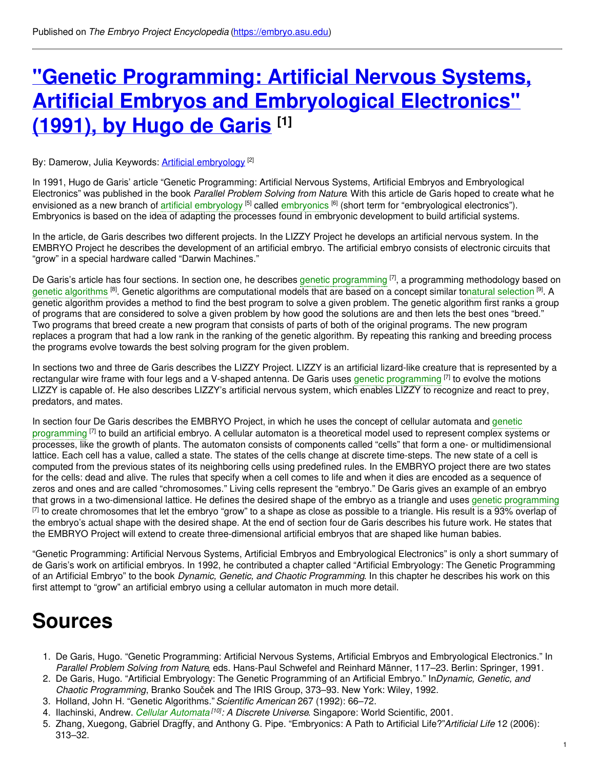Published on *The Embryo Project Encyclopedia* (https://embryo.asu.edu)

# "Genetic Programming: Artificial Nervous Systems, Artificial Embryos and Embryological Electronics" (1991), by Hugo de Garis [1]

By: Damerow, Julia Keywords: Artificial embryology [2]

In 1991, Hugo de Garis' article "Genetic Programming: Artificial Nervous Systems, Artificial Embryos and Embryological Electronics" was published in the book *Parallel Problem Solving from Nature*. With this article de Garis hoped to create what he envisioned as a new branch of artificial embryology [5] called embryonics [6] (short term for "embryological electronics"). Embryonics is based on the idea of adapting the processes found in embryonic development to build artificial systems.

In the article, de Garis describes two different projects. In the LIZZY Project he develops an artificial nervous system. In the EMBRYO Project he describes the development of an artificial embryo. The artificial embryo consists of electronic circuits that "grow" in a special hardware called "Darwin Machines."

De Garis's article has four sections. In section one, he describes genetic programming [7], a programming methodology based on genetic algorithms [8]. Genetic algorithms are computational models that are based on a concept similar tonatural selection [9]. A genetic algorithm provides a method to find the best program to solve a given problem. The genetic algorithm first ranks a group of programs that are considered to solve a given problem by how good the solutions are and then lets the best ones "breed." Two programs that breed create a new program that consists of parts of both of the original programs. The new program replaces a program that had a low rank in the ranking of the genetic algorithm. By repeating this ranking and breeding process the programs evolve towards the best solving program for the given problem.

In sections two and three de Garis describes the LIZZY Project. LIZZY is an artificial lizard-like creature that is represented by a rectangular wire frame with four legs and a V-shaped antenna. De Garis uses genetic programming [7] to evolve the motions LIZZY is capable of. He also describes LIZZY's artificial nervous system, which enables LIZZY to recognize and react to prey, predators, and mates.

In section four De Garis describes the EMBRYO Project, in which he uses the concept of cellular automata and genetic programming [7] to build an artificial embryo. A cellular automaton is a theoretical model used to represent complex systems or processes, like the growth of plants. The automaton consists of components called "cells" that form a one- or multidimensional lattice. Each cell has a value, called a state. The states of the cells change at discrete time-steps. The new state of a cell is computed from the previous states of its neighboring cells using predefined rules. In the EMBRYO project there are two states for the cells: dead and alive. The rules that specify when a cell comes to life and when it dies are encoded as a sequence of zeros and ones and are called "chromosomes." Living cells represent the "embryo." De Garis gives an example of an embryo that grows in a two-dimensional lattice. He defines the desired shape of the embryo as a triangle and uses genetic programming [7] to create chromosomes that let the embryo "grow" to a shape as close as possible to a triangle. His result is a 93% overlap of the embryo's actual shape with the desired shape. At the end of section four de Garis describes his future work. He states that the EMBRYO Project will extend to create three-dimensional artificial embryos that are shaped like human babies.

"Genetic Programming: Artificial Nervous Systems, Artificial Embryos and Embryological Electronics" is only a short summary of de Garis's work on artificial embryos. In 1992, he contributed a chapter called "Artificial Embryology: The Genetic Programming of an Artificial Embryo" to the book *Dynamic, Genetic, and Chaotic Programming*. In this chapter he describes his work on this first attempt to "grow" an artificial embryo using a cellular automaton in much more detail.

# Sources

1. De Garis, Hugo. "Genetic Programming: Artificial Nervous Systems, Artificial Embryos and Embryological Electronics." In *Parallel Problem Solving from Nature*, eds. Hans-Paul Schwefel and Reinhard Männer, 117–23. Berlin: Springer, 1991.
2. De Garis, Hugo. "Artificial Embryology: The Genetic Programming of an Artificial Embryo." In*Dynamic, Genetic, and Chaotic Programming*, Branko Souček and The IRIS Group, 373–93. New York: Wiley, 1992.
3. Holland, John H. "Genetic Algorithms."*Scientific American* 267 (1992): 66–72.
4. Ilachinski, Andrew. *Cellular Automata [10]: A Discrete Universe*. Singapore: World Scientific, 2001.
5. Zhang, Xuegong, Gabriel Dragffy, and Anthony G. Pipe. "Embryonics: A Path to Artificial Life?"*Artificial Life* 12 (2006): 313–32.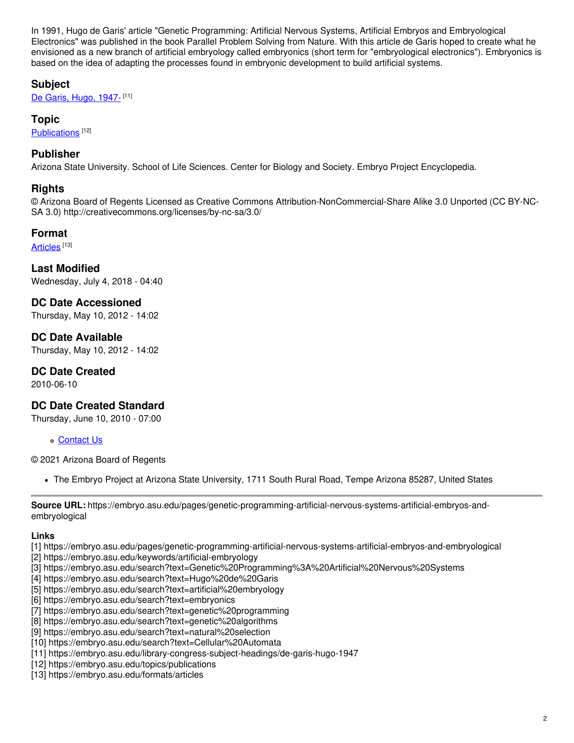In 1991, Hugo de Garis' article "Genetic Programming: Artificial Nervous Systems, Artificial Embryos and Embryological Electronics" was published in the book Parallel Problem Solving from Nature. With this article de Garis hoped to create what he envisioned as a new branch of artificial embryology called embryonics (short term for "embryological electronics"). Embryonics is based on the idea of adapting the processes found in embryonic development to build artificial systems.

## Subject

De Garis, Hugo, 1947- [11]

## Topic

Publications [12]

## Publisher

Arizona State University. School of Life Sciences. Center for Biology and Society. Embryo Project Encyclopedia.

## Rights

© Arizona Board of Regents Licensed as Creative Commons Attribution-NonCommercial-Share Alike 3.0 Unported (CC BY-NC-SA 3.0) http://creativecommons.org/licenses/by-nc-sa/3.0/

## Format

Articles [13]

## Last Modified

Wednesday, July 4, 2018 - 04:40

## DC Date Accessioned

Thursday, May 10, 2012 - 14:02

## DC Date Available

Thursday, May 10, 2012 - 14:02

## DC Date Created

2010-06-10

## DC Date Created Standard

Thursday, June 10, 2010 - 07:00

- Contact Us

© 2021 Arizona Board of Regents

- The Embryo Project at Arizona State University, 1711 South Rural Road, Tempe Arizona 85287, United States

---

**Source URL:** https://embryo.asu.edu/pages/genetic-programming-artificial-nervous-systems-artificial-embryos-and-embryological

**Links**

[1] https://embryo.asu.edu/pages/genetic-programming-artificial-nervous-systems-artificial-embryos-and-embryological
[2] https://embryo.asu.edu/keywords/artificial-embryology
[3] https://embryo.asu.edu/search?text=Genetic%20Programming%3A%20Artificial%20Nervous%20Systems
[4] https://embryo.asu.edu/search?text=Hugo%20de%20Garis
[5] https://embryo.asu.edu/search?text=artificial%20embryology
[6] https://embryo.asu.edu/search?text=embryonics
[7] https://embryo.asu.edu/search?text=genetic%20programming
[8] https://embryo.asu.edu/search?text=genetic%20algorithms
[9] https://embryo.asu.edu/search?text=natural%20selection
[10] https://embryo.asu.edu/search?text=Cellular%20Automata
[11] https://embryo.asu.edu/library-congress-subject-headings/de-garis-hugo-1947
[12] https://embryo.asu.edu/topics/publications
[13] https://embryo.asu.edu/formats/articles